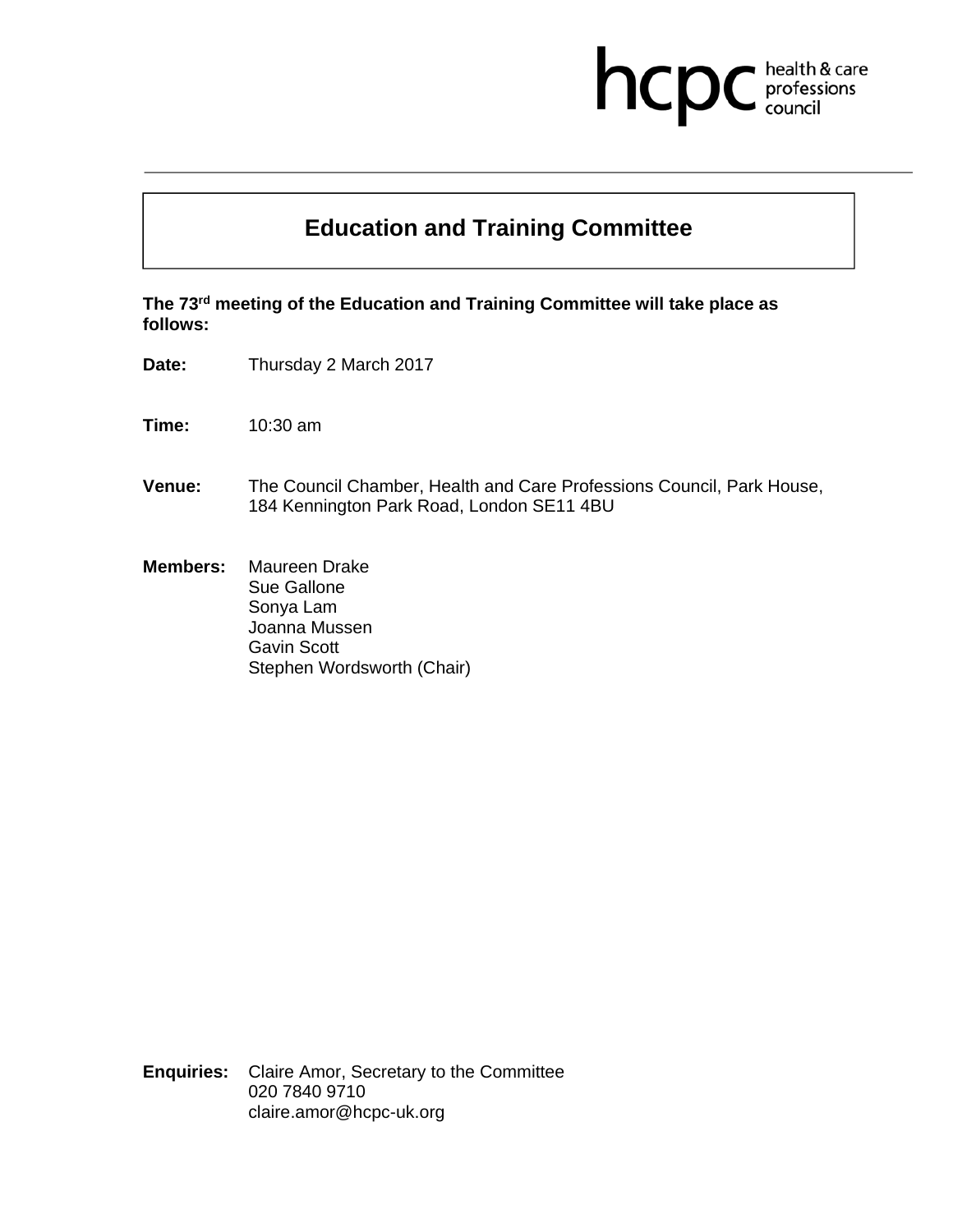hcpc health & care professions council

# Education and Training Committee

**The 73rd meeting of the Education and Training Committee will take place as follows:**

**Date:** Thursday 2 March 2017

**Time:** 10:30 am

**Venue:** The Council Chamber, Health and Care Professions Council, Park House, 184 Kennington Park Road, London SE11 4BU

**Members:** Maureen Drake
Sue Gallone
Sonya Lam
Joanna Mussen
Gavin Scott
Stephen Wordsworth (Chair)

**Enquiries:** Claire Amor, Secretary to the Committee
020 7840 9710
claire.amor@hcpc-uk.org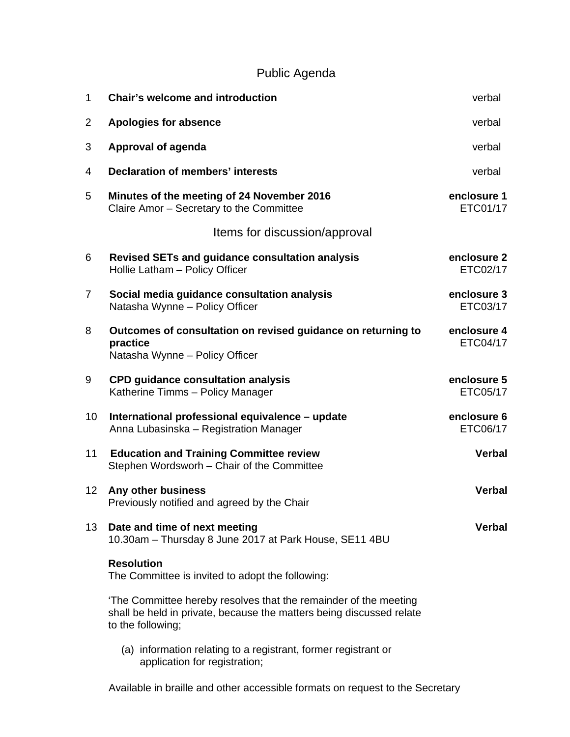## Public Agenda

| | | |
|---|---|---|
| 1 | **Chair's welcome and introduction** | verbal |
| 2 | **Apologies for absence** | verbal |
| 3 | **Approval of agenda** | verbal |
| 4 | **Declaration of members' interests** | verbal |
| 5 | **Minutes of the meeting of 24 November 2016**<br>Claire Amor – Secretary to the Committee | **enclosure 1**<br>ETC01/17 |

### Items for discussion/approval

| | | |
|---|---|---|
| 6 | **Revised SETs and guidance consultation analysis**<br>Hollie Latham – Policy Officer | **enclosure 2**<br>ETC02/17 |
| 7 | **Social media guidance consultation analysis**<br>Natasha Wynne – Policy Officer | **enclosure 3**<br>ETC03/17 |
| 8 | **Outcomes of consultation on revised guidance on returning to practice**<br>Natasha Wynne – Policy Officer | **enclosure 4**<br>ETC04/17 |
| 9 | **CPD guidance consultation analysis**<br>Katherine Timms – Policy Manager | **enclosure 5**<br>ETC05/17 |
| 10 | **International professional equivalence – update**<br>Anna Lubasinska – Registration Manager | **enclosure 6**<br>ETC06/17 |
| 11 | **Education and Training Committee review**<br>Stephen Wordsworh – Chair of the Committee | **Verbal** |
| 12 | **Any other business**<br>Previously notified and agreed by the Chair | **Verbal** |
| 13 | **Date and time of next meeting**<br>10.30am – Thursday 8 June 2017 at Park House, SE11 4BU | **Verbal** |

**Resolution**
The Committee is invited to adopt the following:

'The Committee hereby resolves that the remainder of the meeting shall be held in private, because the matters being discussed relate to the following;

(a) information relating to a registrant, former registrant or application for registration;

Available in braille and other accessible formats on request to the Secretary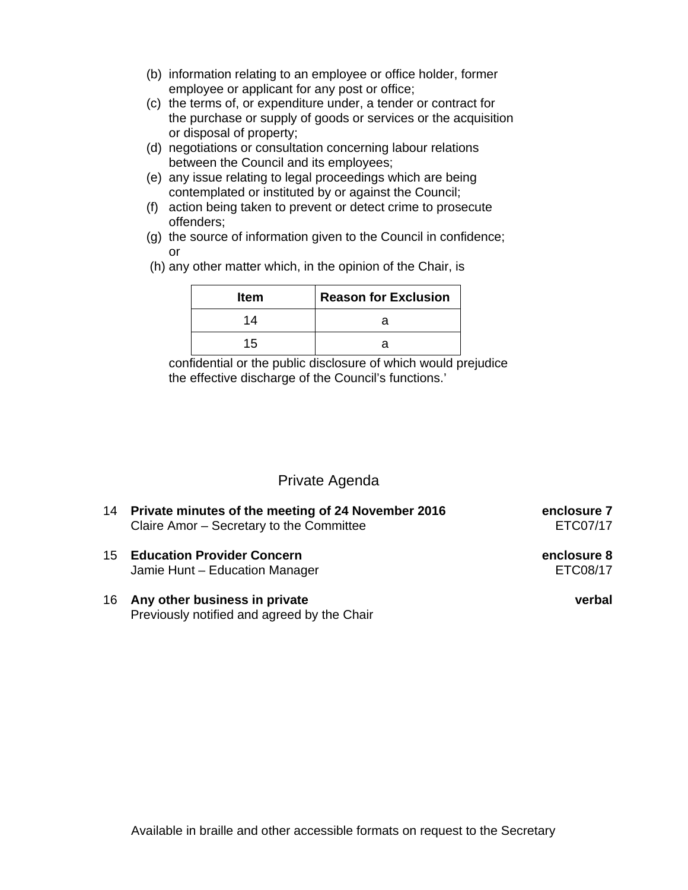(b) information relating to an employee or office holder, former employee or applicant for any post or office;
(c) the terms of, or expenditure under, a tender or contract for the purchase or supply of goods or services or the acquisition or disposal of property;
(d) negotiations or consultation concerning labour relations between the Council and its employees;
(e) any issue relating to legal proceedings which are being contemplated or instituted by or against the Council;
(f) action being taken to prevent or detect crime to prosecute offenders;
(g) the source of information given to the Council in confidence; or
(h) any other matter which, in the opinion of the Chair, is confidential or the public disclosure of which would prejudice the effective discharge of the Council's functions.'

| Item | Reason for Exclusion |
|---|---|
| 14 | a |
| 15 | a |

## Private Agenda

14 **Private minutes of the meeting of 24 November 2016** — **enclosure 7**
Claire Amor – Secretary to the Committee — ETC07/17

15 **Education Provider Concern** — **enclosure 8**
Jamie Hunt – Education Manager — ETC08/17

16 **Any other business in private** — **verbal**
Previously notified and agreed by the Chair

Available in braille and other accessible formats on request to the Secretary